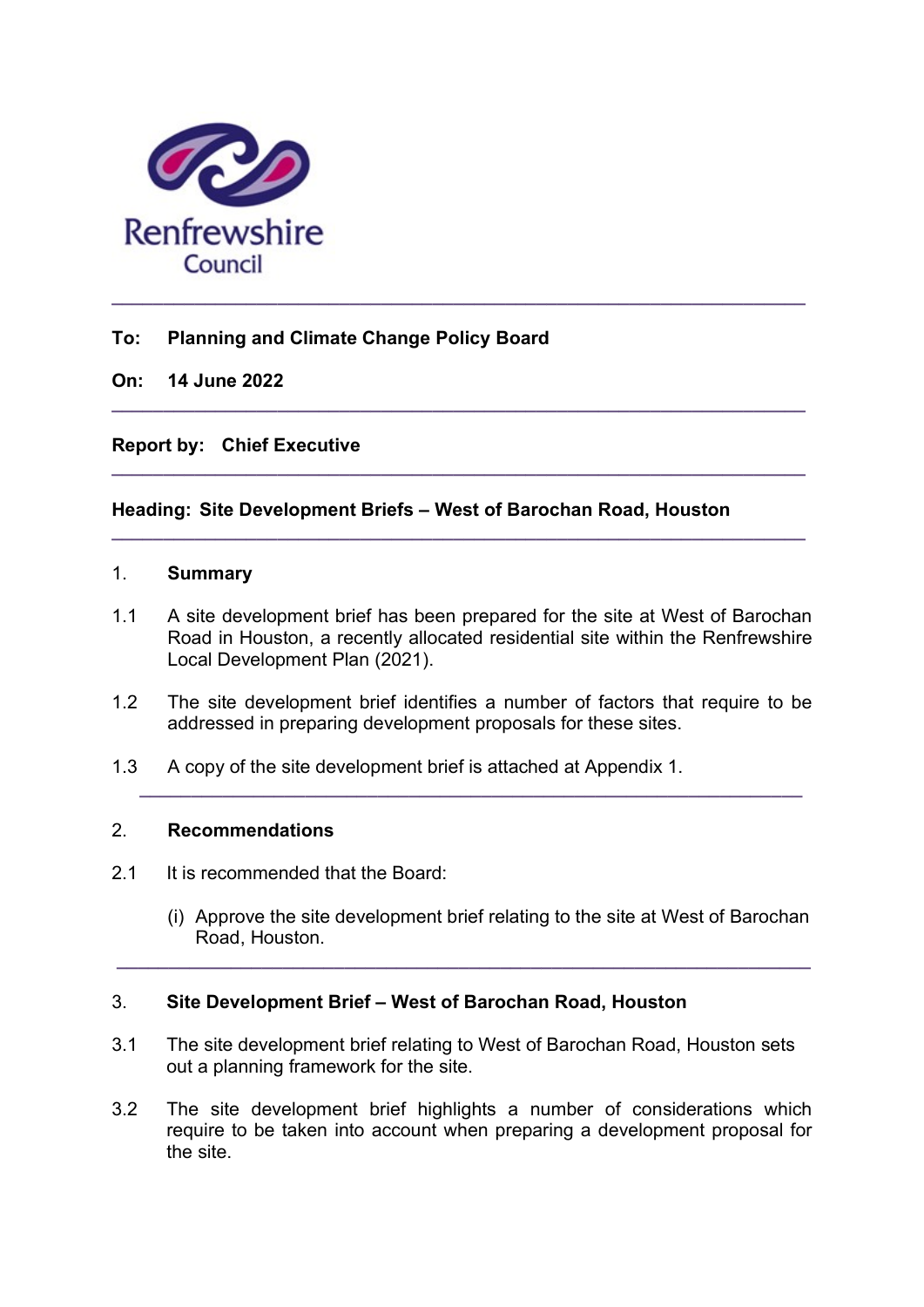Renfrewshire Council

---

**To: Planning and Climate Change Policy Board**

**On: 14 June 2022**

---

**Report by: Chief Executive**

---

**Heading: Site Development Briefs – West of Barochan Road, Houston**

---

## 1. Summary

1.1 A site development brief has been prepared for the site at West of Barochan Road in Houston, a recently allocated residential site within the Renfrewshire Local Development Plan (2021).

1.2 The site development brief identifies a number of factors that require to be addressed in preparing development proposals for these sites.

1.3 A copy of the site development brief is attached at Appendix 1.

---

## 2. Recommendations

2.1 It is recommended that the Board:

(i) Approve the site development brief relating to the site at West of Barochan Road, Houston.

---

## 3. Site Development Brief – West of Barochan Road, Houston

3.1 The site development brief relating to West of Barochan Road, Houston sets out a planning framework for the site.

3.2 The site development brief highlights a number of considerations which require to be taken into account when preparing a development proposal for the site.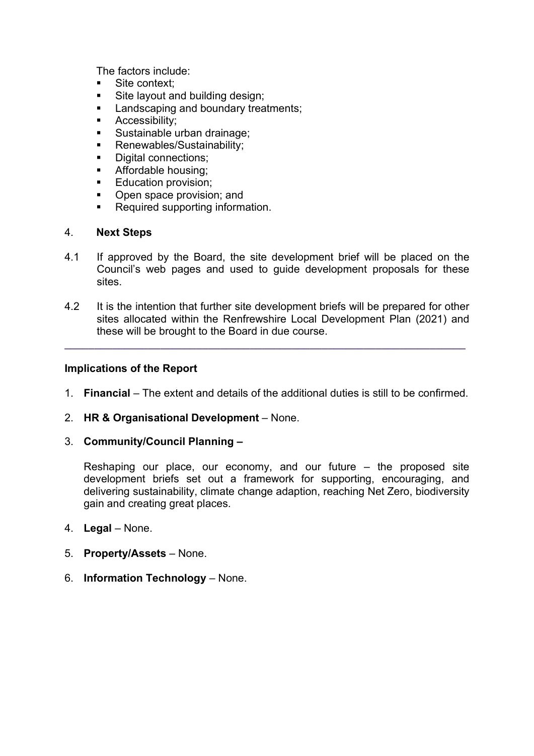The factors include:

- Site context;
- Site layout and building design;
- Landscaping and boundary treatments;
- Accessibility;
- Sustainable urban drainage;
- Renewables/Sustainability;
- Digital connections;
- Affordable housing;
- Education provision;
- Open space provision; and
- Required supporting information.

## 4. Next Steps

4.1 If approved by the Board, the site development brief will be placed on the Council's web pages and used to guide development proposals for these sites.

4.2 It is the intention that further site development briefs will be prepared for other sites allocated within the Renfrewshire Local Development Plan (2021) and these will be brought to the Board in due course.

---

**Implications of the Report**

1. **Financial** – The extent and details of the additional duties is still to be confirmed.

2. **HR & Organisational Development** – None.

3. **Community/Council Planning –**

   Reshaping our place, our economy, and our future – the proposed site development briefs set out a framework for supporting, encouraging, and delivering sustainability, climate change adaption, reaching Net Zero, biodiversity gain and creating great places.

4. **Legal** – None.

5. **Property/Assets** – None.

6. **Information Technology** – None.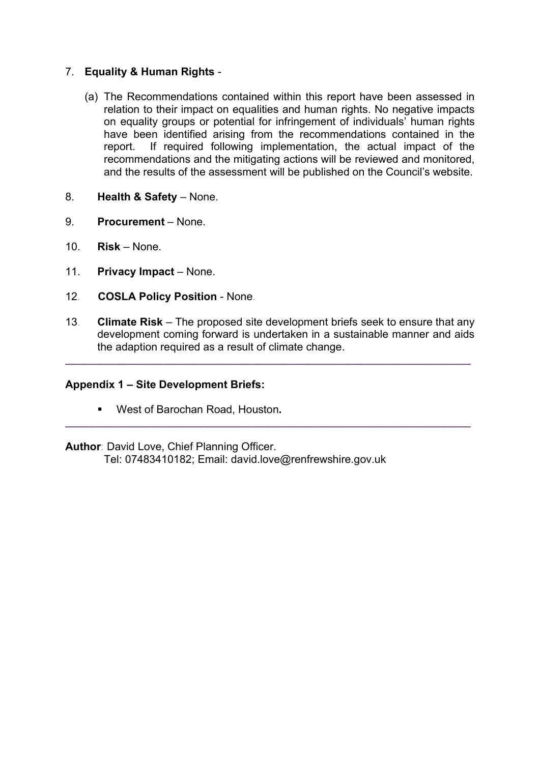7. **Equality & Human Rights** -

   (a) The Recommendations contained within this report have been assessed in relation to their impact on equalities and human rights. No negative impacts on equality groups or potential for infringement of individuals' human rights have been identified arising from the recommendations contained in the report. If required following implementation, the actual impact of the recommendations and the mitigating actions will be reviewed and monitored, and the results of the assessment will be published on the Council's website.

8. **Health & Safety** – None.

9. **Procurement** – None.

10. **Risk** – None.

11. **Privacy Impact** – None.

12. **COSLA Policy Position** - None.

13. **Climate Risk** – The proposed site development briefs seek to ensure that any development coming forward is undertaken in a sustainable manner and aids the adaption required as a result of climate change.

---

**Appendix 1 – Site Development Briefs:**

- West of Barochan Road, Houston**.**

---

**Author**: David Love, Chief Planning Officer.
Tel: 07483410182; Email: david.love@renfrewshire.gov.uk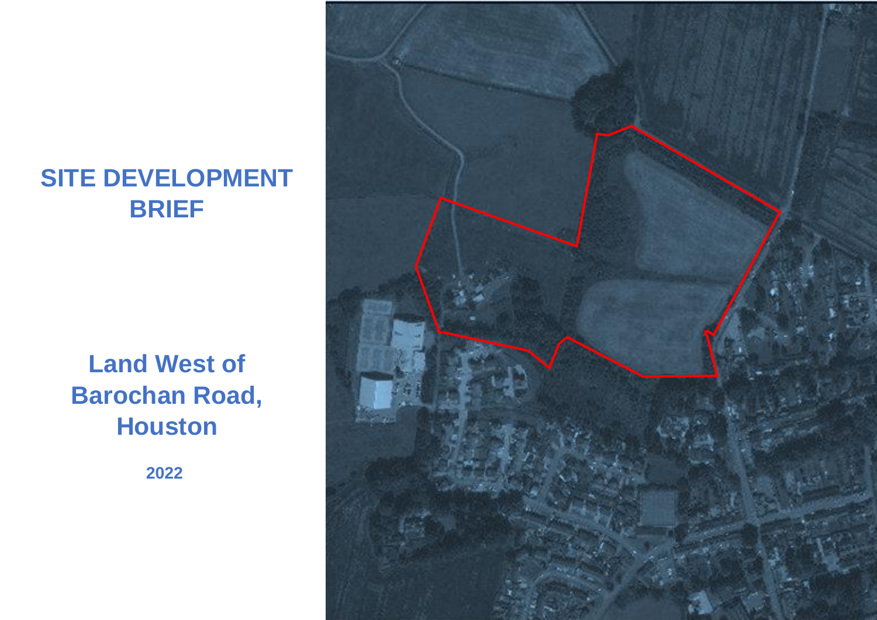# SITE DEVELOPMENT BRIEF

## Land West of Barochan Road, Houston

2022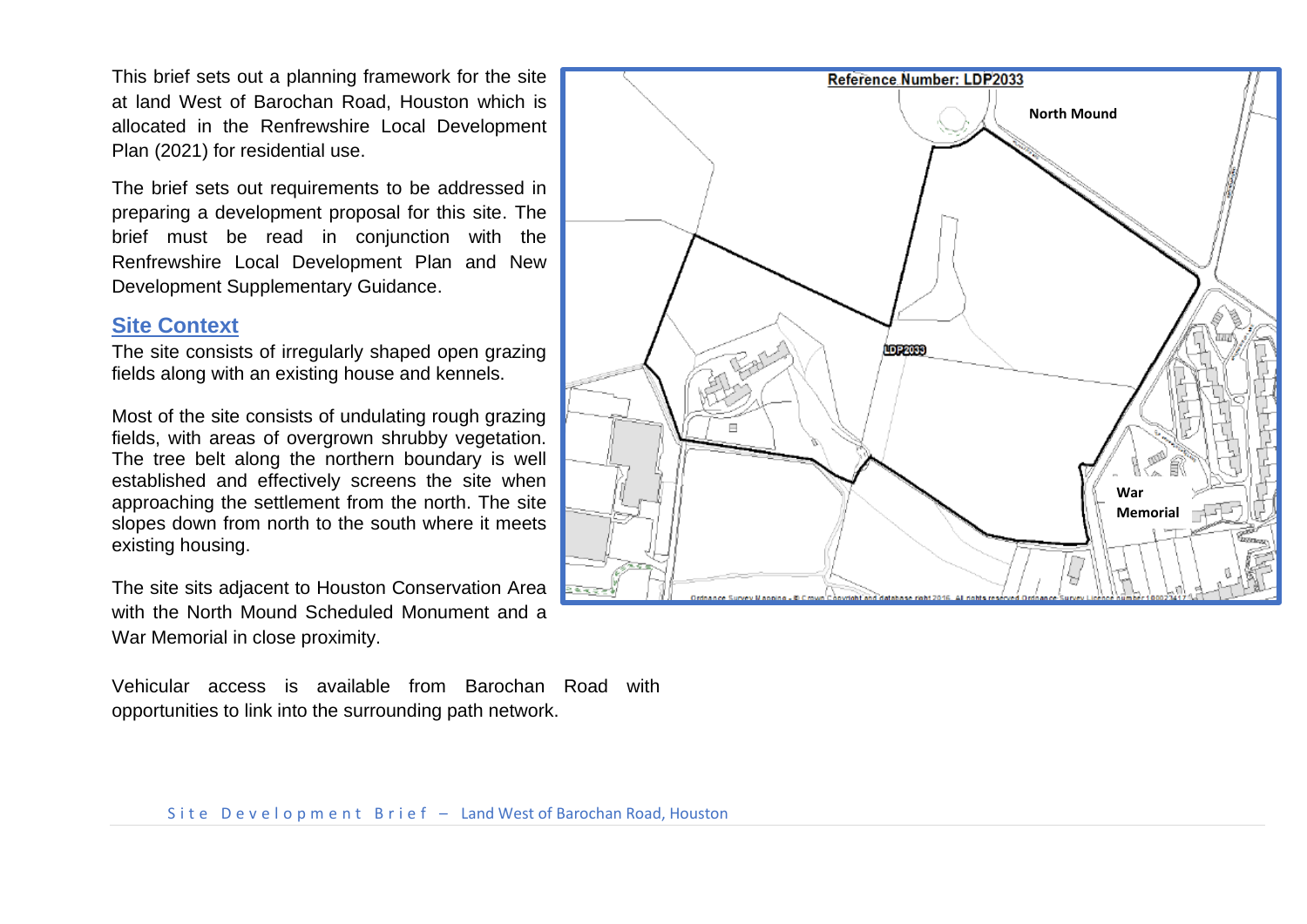This brief sets out a planning framework for the site at land West of Barochan Road, Houston which is allocated in the Renfrewshire Local Development Plan (2021) for residential use.

The brief sets out requirements to be addressed in preparing a development proposal for this site. The brief must be read in conjunction with the Renfrewshire Local Development Plan and New Development Supplementary Guidance.

## Site Context

The site consists of irregularly shaped open grazing fields along with an existing house and kennels.

Most of the site consists of undulating rough grazing fields, with areas of overgrown shrubby vegetation. The tree belt along the northern boundary is well established and effectively screens the site when approaching the settlement from the north. The site slopes down from north to the south where it meets existing housing.

The site sits adjacent to Houston Conservation Area with the North Mound Scheduled Monument and a War Memorial in close proximity.

Vehicular access is available from Barochan Road with opportunities to link into the surrounding path network.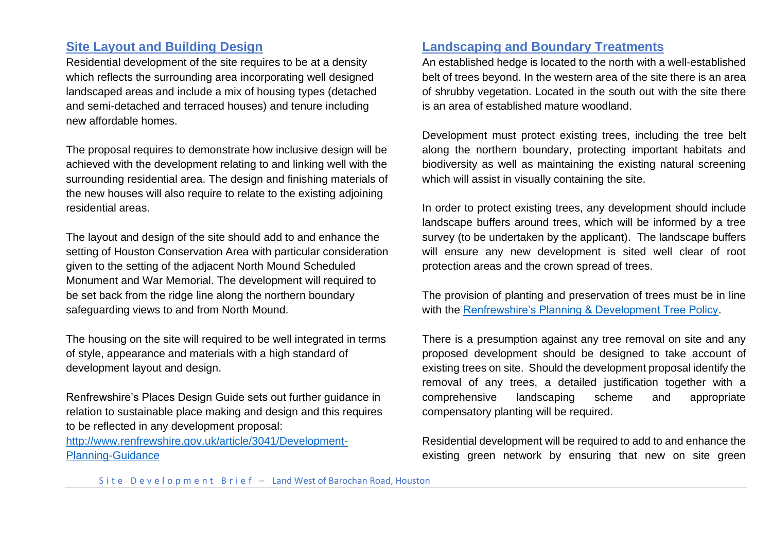## Site Layout and Building Design

Residential development of the site requires to be at a density which reflects the surrounding area incorporating well designed landscaped areas and include a mix of housing types (detached and semi-detached and terraced houses) and tenure including new affordable homes.

The proposal requires to demonstrate how inclusive design will be achieved with the development relating to and linking well with the surrounding residential area. The design and finishing materials of the new houses will also require to relate to the existing adjoining residential areas.

The layout and design of the site should add to and enhance the setting of Houston Conservation Area with particular consideration given to the setting of the adjacent North Mound Scheduled Monument and War Memorial. The development will required to be set back from the ridge line along the northern boundary safeguarding views to and from North Mound.

The housing on the site will required to be well integrated in terms of style, appearance and materials with a high standard of development layout and design.

Renfrewshire's Places Design Guide sets out further guidance in relation to sustainable place making and design and this requires to be reflected in any development proposal: [http://www.renfrewshire.gov.uk/article/3041/Development-Planning-Guidance](http://www.renfrewshire.gov.uk/article/3041/Development-Planning-Guidance)

## Landscaping and Boundary Treatments

An established hedge is located to the north with a well-established belt of trees beyond. In the western area of the site there is an area of shrubby vegetation. Located in the south out with the site there is an area of established mature woodland.

Development must protect existing trees, including the tree belt along the northern boundary, protecting important habitats and biodiversity as well as maintaining the existing natural screening which will assist in visually containing the site.

In order to protect existing trees, any development should include landscape buffers around trees, which will be informed by a tree survey (to be undertaken by the applicant). The landscape buffers will ensure any new development is sited well clear of root protection areas and the crown spread of trees.

The provision of planting and preservation of trees must be in line with the Renfrewshire's Planning & Development Tree Policy.

There is a presumption against any tree removal on site and any proposed development should be designed to take account of existing trees on site. Should the development proposal identify the removal of any trees, a detailed justification together with a comprehensive landscaping scheme and appropriate compensatory planting will be required.

Residential development will be required to add to and enhance the existing green network by ensuring that new on site green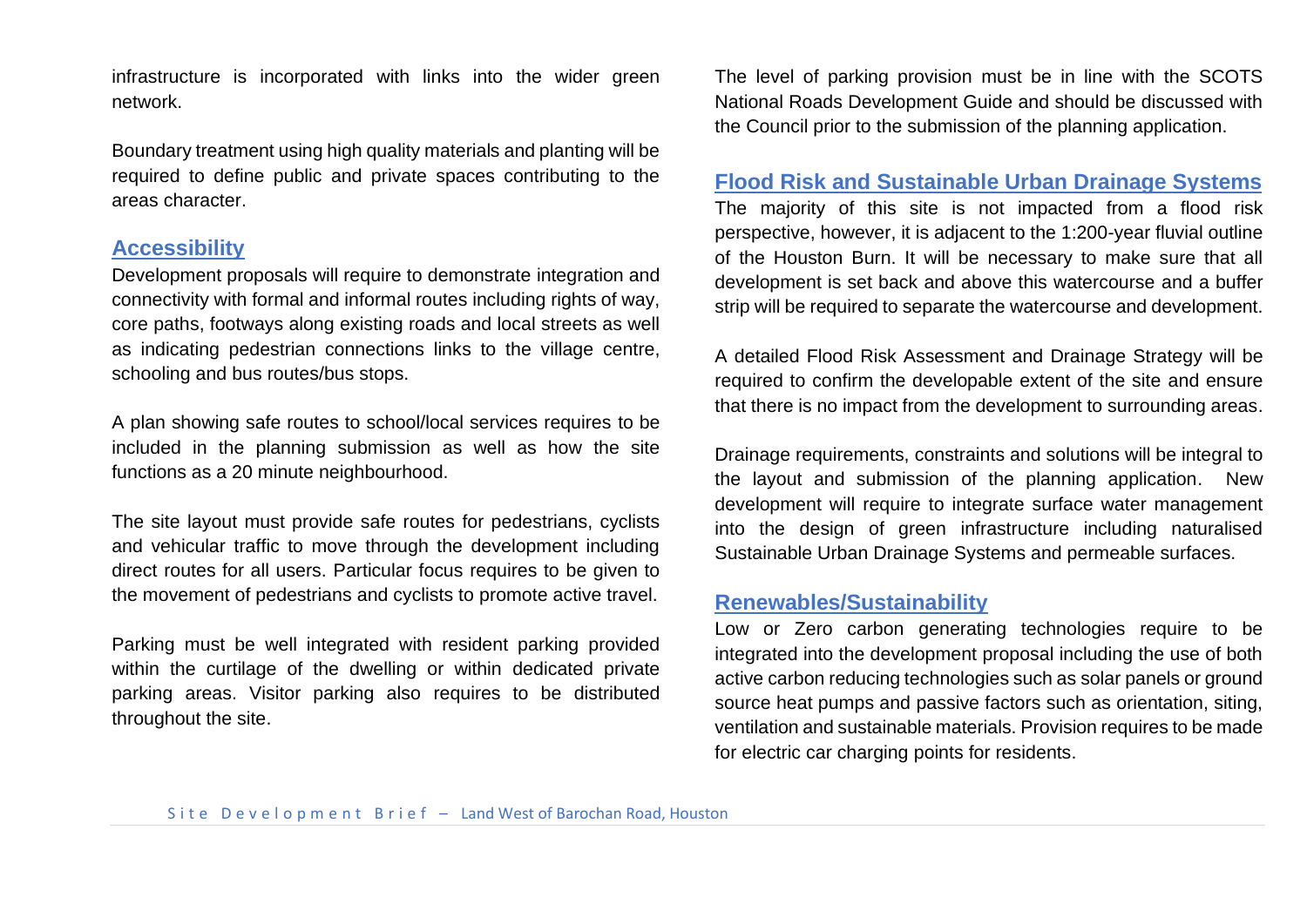infrastructure is incorporated with links into the wider green network.

Boundary treatment using high quality materials and planting will be required to define public and private spaces contributing to the areas character.

## Accessibility

Development proposals will require to demonstrate integration and connectivity with formal and informal routes including rights of way, core paths, footways along existing roads and local streets as well as indicating pedestrian connections links to the village centre, schooling and bus routes/bus stops.

A plan showing safe routes to school/local services requires to be included in the planning submission as well as how the site functions as a 20 minute neighbourhood.

The site layout must provide safe routes for pedestrians, cyclists and vehicular traffic to move through the development including direct routes for all users. Particular focus requires to be given to the movement of pedestrians and cyclists to promote active travel.

Parking must be well integrated with resident parking provided within the curtilage of the dwelling or within dedicated private parking areas. Visitor parking also requires to be distributed throughout the site.

The level of parking provision must be in line with the SCOTS National Roads Development Guide and should be discussed with the Council prior to the submission of the planning application.

## Flood Risk and Sustainable Urban Drainage Systems

The majority of this site is not impacted from a flood risk perspective, however, it is adjacent to the 1:200-year fluvial outline of the Houston Burn. It will be necessary to make sure that all development is set back and above this watercourse and a buffer strip will be required to separate the watercourse and development.

A detailed Flood Risk Assessment and Drainage Strategy will be required to confirm the developable extent of the site and ensure that there is no impact from the development to surrounding areas.

Drainage requirements, constraints and solutions will be integral to the layout and submission of the planning application. New development will require to integrate surface water management into the design of green infrastructure including naturalised Sustainable Urban Drainage Systems and permeable surfaces.

## Renewables/Sustainability

Low or Zero carbon generating technologies require to be integrated into the development proposal including the use of both active carbon reducing technologies such as solar panels or ground source heat pumps and passive factors such as orientation, siting, ventilation and sustainable materials. Provision requires to be made for electric car charging points for residents.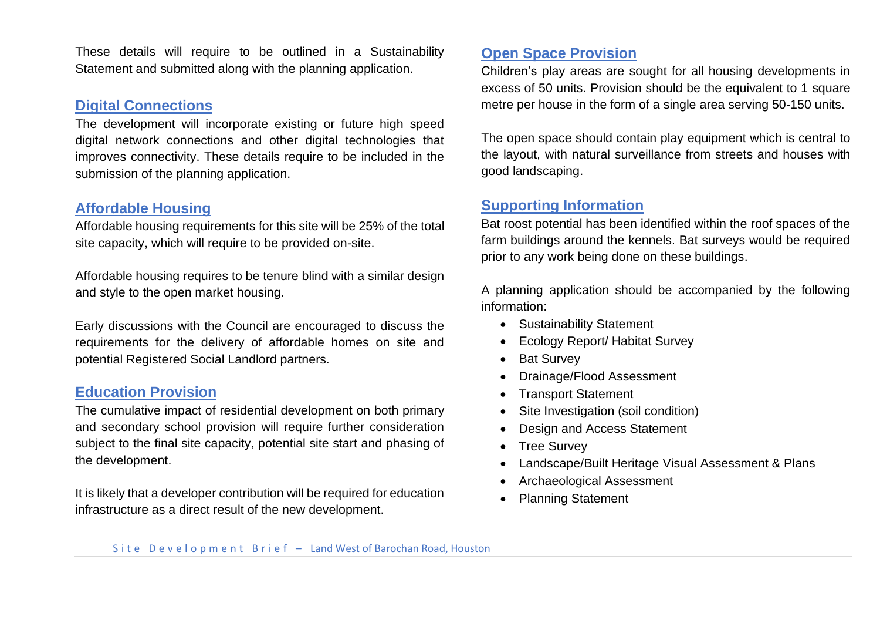These details will require to be outlined in a Sustainability Statement and submitted along with the planning application.

## Digital Connections

The development will incorporate existing or future high speed digital network connections and other digital technologies that improves connectivity. These details require to be included in the submission of the planning application.

## Affordable Housing

Affordable housing requirements for this site will be 25% of the total site capacity, which will require to be provided on-site.

Affordable housing requires to be tenure blind with a similar design and style to the open market housing.

Early discussions with the Council are encouraged to discuss the requirements for the delivery of affordable homes on site and potential Registered Social Landlord partners.

## Education Provision

The cumulative impact of residential development on both primary and secondary school provision will require further consideration subject to the final site capacity, potential site start and phasing of the development.

It is likely that a developer contribution will be required for education infrastructure as a direct result of the new development.

## Open Space Provision

Children's play areas are sought for all housing developments in excess of 50 units. Provision should be the equivalent to 1 square metre per house in the form of a single area serving 50-150 units.

The open space should contain play equipment which is central to the layout, with natural surveillance from streets and houses with good landscaping.

## Supporting Information

Bat roost potential has been identified within the roof spaces of the farm buildings around the kennels. Bat surveys would be required prior to any work being done on these buildings.

A planning application should be accompanied by the following information:

- Sustainability Statement
- Ecology Report/ Habitat Survey
- Bat Survey
- Drainage/Flood Assessment
- Transport Statement
- Site Investigation (soil condition)
- Design and Access Statement
- Tree Survey
- Landscape/Built Heritage Visual Assessment & Plans
- Archaeological Assessment
- Planning Statement